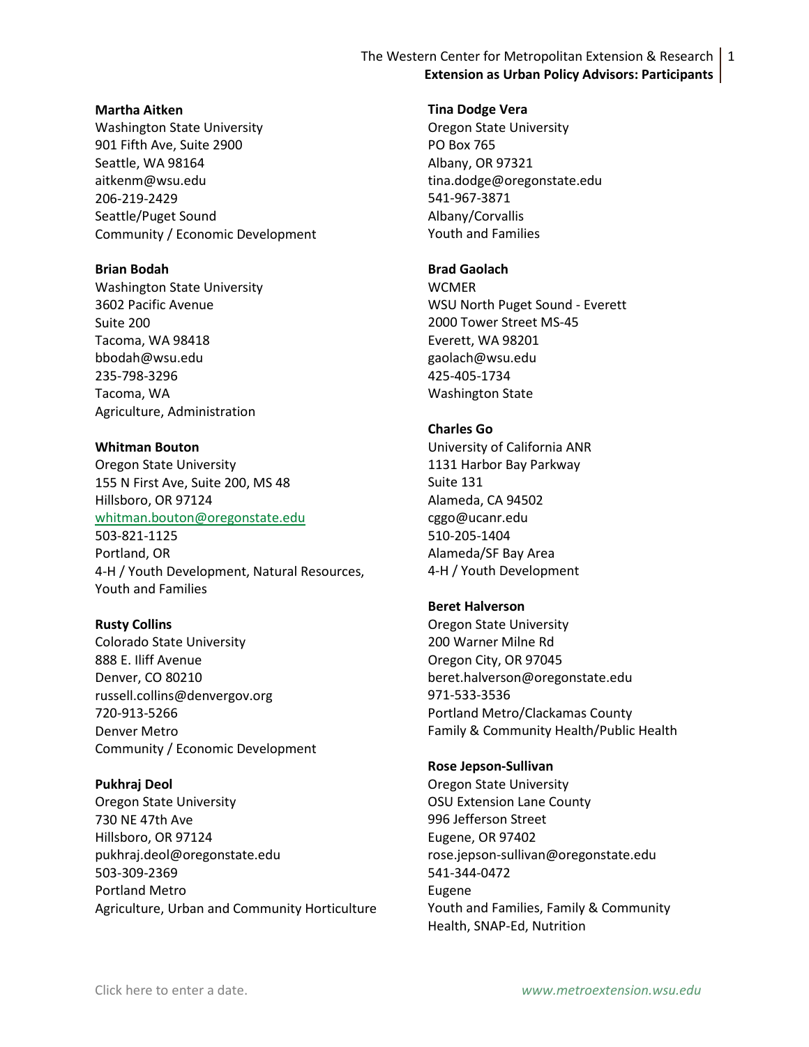**Martha Aitken**
Washington State University
901 Fifth Ave, Suite 2900
Seattle, WA 98164
aitkenm@wsu.edu
206-219-2429
Seattle/Puget Sound
Community / Economic Development

**Brian Bodah**
Washington State University
3602 Pacific Avenue
Suite 200
Tacoma, WA 98418
bbodah@wsu.edu
235-798-3296
Tacoma, WA
Agriculture, Administration

**Whitman Bouton**
Oregon State University
155 N First Ave, Suite 200, MS 48
Hillsboro, OR 97124
whitman.bouton@oregonstate.edu
503-821-1125
Portland, OR
4-H / Youth Development, Natural Resources, Youth and Families

**Rusty Collins**
Colorado State University
888 E. Iliff Avenue
Denver, CO 80210
russell.collins@denvergov.org
720-913-5266
Denver Metro
Community / Economic Development

**Pukhraj Deol**
Oregon State University
730 NE 47th Ave
Hillsboro, OR 97124
pukhraj.deol@oregonstate.edu
503-309-2369
Portland Metro
Agriculture, Urban and Community Horticulture

**Tina Dodge Vera**
Oregon State University
PO Box 765
Albany, OR 97321
tina.dodge@oregonstate.edu
541-967-3871
Albany/Corvallis
Youth and Families

**Brad Gaolach**
WCMER
WSU North Puget Sound - Everett
2000 Tower Street MS-45
Everett, WA 98201
gaolach@wsu.edu
425-405-1734
Washington State

**Charles Go**
University of California ANR
1131 Harbor Bay Parkway
Suite 131
Alameda, CA 94502
cggo@ucanr.edu
510-205-1404
Alameda/SF Bay Area
4-H / Youth Development

**Beret Halverson**
Oregon State University
200 Warner Milne Rd
Oregon City, OR 97045
beret.halverson@oregonstate.edu
971-533-3536
Portland Metro/Clackamas County
Family & Community Health/Public Health

**Rose Jepson-Sullivan**
Oregon State University
OSU Extension Lane County
996 Jefferson Street
Eugene, OR 97402
rose.jepson-sullivan@oregonstate.edu
541-344-0472
Eugene
Youth and Families, Family & Community Health, SNAP-Ed, Nutrition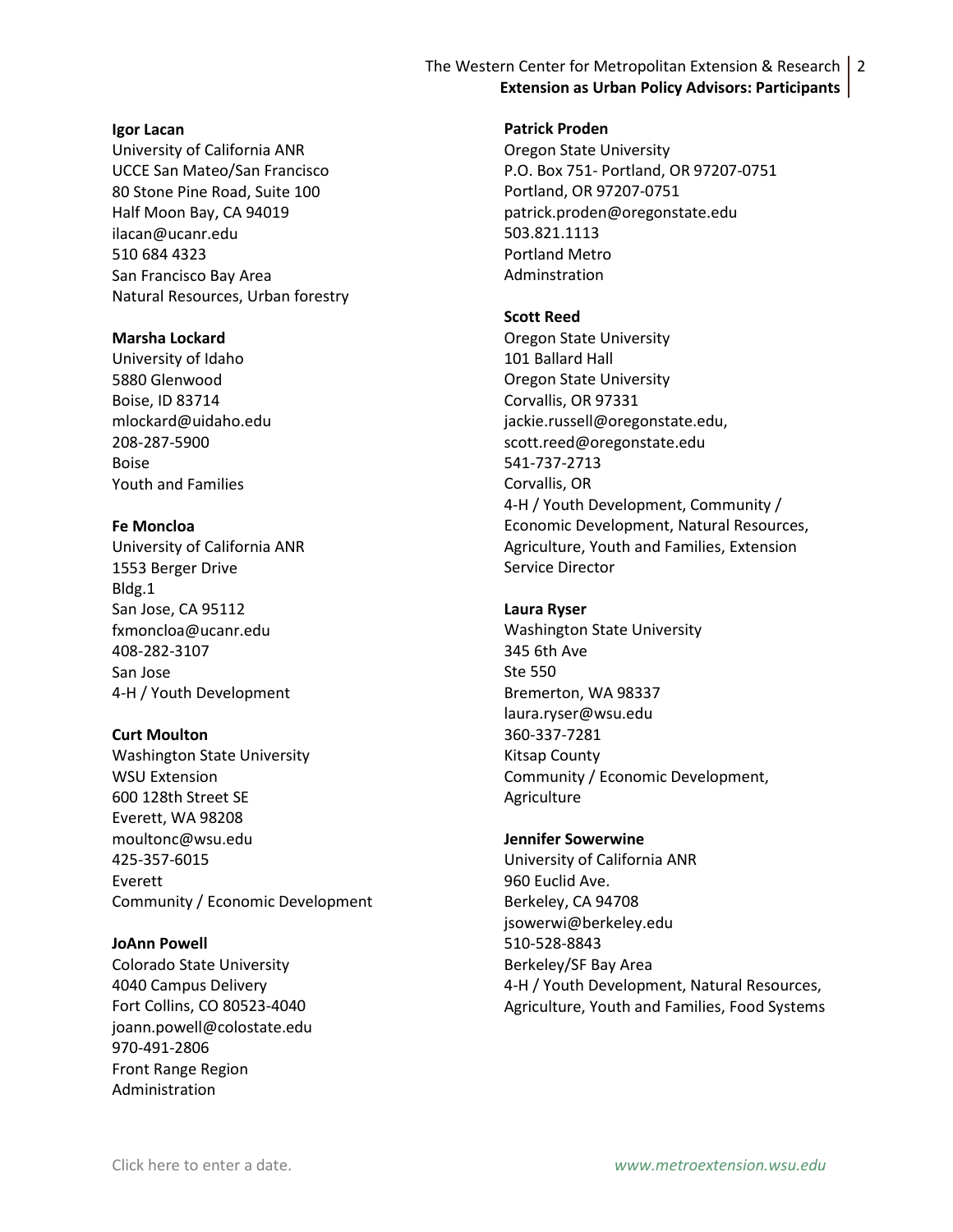**Igor Lacan**
University of California ANR
UCCE San Mateo/San Francisco
80 Stone Pine Road, Suite 100
Half Moon Bay, CA 94019
ilacan@ucanr.edu
510 684 4323
San Francisco Bay Area
Natural Resources, Urban forestry

**Marsha Lockard**
University of Idaho
5880 Glenwood
Boise, ID 83714
mlockard@uidaho.edu
208-287-5900
Boise
Youth and Families

**Fe Moncloa**
University of California ANR
1553 Berger Drive
Bldg.1
San Jose, CA 95112
fxmoncloa@ucanr.edu
408-282-3107
San Jose
4-H / Youth Development

**Curt Moulton**
Washington State University
WSU Extension
600 128th Street SE
Everett, WA 98208
moultonc@wsu.edu
425-357-6015
Everett
Community / Economic Development

**JoAnn Powell**
Colorado State University
4040 Campus Delivery
Fort Collins, CO 80523-4040
joann.powell@colostate.edu
970-491-2806
Front Range Region
Administration

**Patrick Proden**
Oregon State University
P.O. Box 751- Portland, OR 97207-0751
Portland, OR 97207-0751
patrick.proden@oregonstate.edu
503.821.1113
Portland Metro
Adminstration

**Scott Reed**
Oregon State University
101 Ballard Hall
Oregon State University
Corvallis, OR 97331
jackie.russell@oregonstate.edu,
scott.reed@oregonstate.edu
541-737-2713
Corvallis, OR
4-H / Youth Development, Community / Economic Development, Natural Resources, Agriculture, Youth and Families, Extension Service Director

**Laura Ryser**
Washington State University
345 6th Ave
Ste 550
Bremerton, WA 98337
laura.ryser@wsu.edu
360-337-7281
Kitsap County
Community / Economic Development, Agriculture

**Jennifer Sowerwine**
University of California ANR
960 Euclid Ave.
Berkeley, CA 94708
jsowerwi@berkeley.edu
510-528-8843
Berkeley/SF Bay Area
4-H / Youth Development, Natural Resources, Agriculture, Youth and Families, Food Systems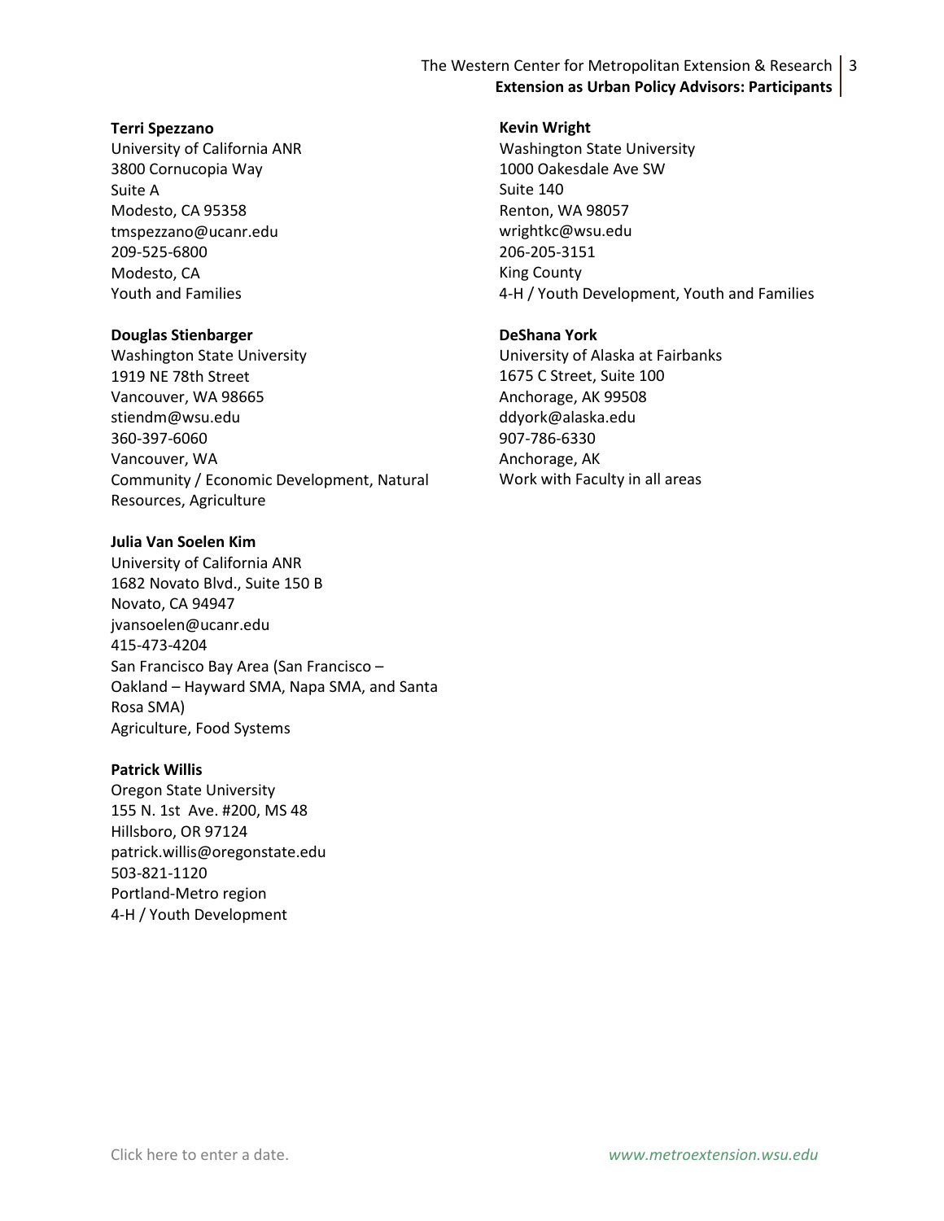**Terri Spezzano**
University of California ANR
3800 Cornucopia Way
Suite A
Modesto, CA 95358
tmspezzano@ucanr.edu
209-525-6800
Modesto, CA
Youth and Families

**Douglas Stienbarger**
Washington State University
1919 NE 78th Street
Vancouver, WA 98665
stiendm@wsu.edu
360-397-6060
Vancouver, WA
Community / Economic Development, Natural Resources, Agriculture

**Julia Van Soelen Kim**
University of California ANR
1682 Novato Blvd., Suite 150 B
Novato, CA 94947
jvansoelen@ucanr.edu
415-473-4204
San Francisco Bay Area (San Francisco – Oakland – Hayward SMA, Napa SMA, and Santa Rosa SMA)
Agriculture, Food Systems

**Patrick Willis**
Oregon State University
155 N. 1st Ave. #200, MS 48
Hillsboro, OR 97124
patrick.willis@oregonstate.edu
503-821-1120
Portland-Metro region
4-H / Youth Development

**Kevin Wright**
Washington State University
1000 Oakesdale Ave SW
Suite 140
Renton, WA 98057
wrightkc@wsu.edu
206-205-3151
King County
4-H / Youth Development, Youth and Families

**DeShana York**
University of Alaska at Fairbanks
1675 C Street, Suite 100
Anchorage, AK 99508
ddyork@alaska.edu
907-786-6330
Anchorage, AK
Work with Faculty in all areas